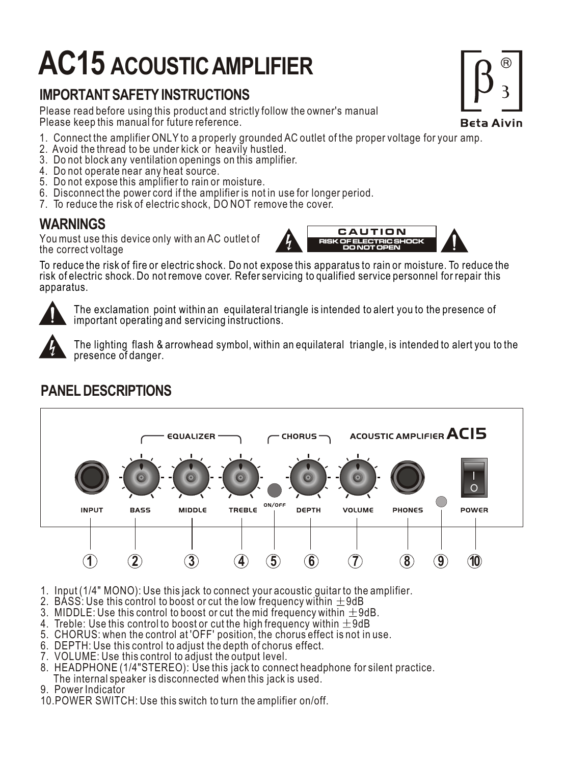# AC15 ACOUSTIC AMPLIFIER

Beta Aivin

## IMPORTANT SAFETY INSTRUCTIONS

Please read before using this product and strictly follow the owner's manual
Please keep this manual for future reference.

1. Connect the amplifier ONLY to a properly grounded AC outlet of the proper voltage for your amp.
2. Avoid the thread to be under kick or heavily hustled.
3. Do not block any ventilation openings on this amplifier.
4. Do not operate near any heat source.
5. Do not expose this amplifier to rain or moisture.
6. Disconnect the power cord if the amplifier is not in use for longer period.
7. To reduce the risk of electric shock, DO NOT remove the cover.

## WARNINGS

You must use this device only with an AC outlet of the correct voltage

**CAUTION**
RISK OF ELECTRIC SHOCK
DO NOT OPEN

To reduce the risk of fire or electric shock. Do not expose this apparatus to rain or moisture. To reduce the risk of electric shock. Do not remove cover. Refer servicing to qualified service personnel for repair this apparatus.

The exclamation point within an equilateral triangle is intended to alert you to the presence of important operating and servicing instructions.

The lighting flash & arrowhead symbol, within an equilateral triangle, is intended to alert you to the presence of danger.

## PANEL DESCRIPTIONS

EQUALIZER — CHORUS — ACOUSTIC AMPLIFIER AC15

INPUT (1), BASS (2), MIDDLE (3), TREBLE (4), ON/OFF (5), DEPTH (6), VOLUME (7), PHONES (8), (9), POWER (10)

1. Input (1/4" MONO): Use this jack to connect your acoustic guitar to the amplifier.
2. BASS: Use this control to boost or cut the low frequency within ±9dB
3. MIDDLE: Use this control to boost or cut the mid frequency within ±9dB.
4. Treble: Use this control to boost or cut the high frequency within ±9dB
5. CHORUS: when the control at 'OFF' position, the chorus effect is not in use.
6. DEPTH: Use this control to adjust the depth of chorus effect.
7. VOLUME: Use this control to adjust the output level.
8. HEADPHONE (1/4"STEREO): Use this jack to connect headphone for silent practice. The internal speaker is disconnected when this jack is used.
9. Power Indicator
10. POWER SWITCH: Use this switch to turn the amplifier on/off.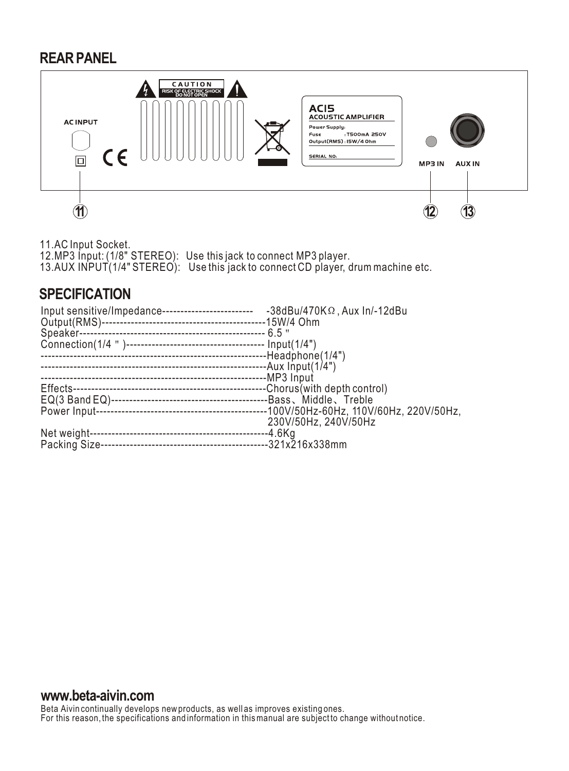## REAR PANEL

AC INPUT

CAUTION
RISK OF ELECTRIC SHOCK
DO NOT OPEN

AC15
ACOUSTIC AMPLIFIER
Power Supply:
Fuse :T500mA 250V
Output(RMS) : 15W/4 Ohm
SERIAL NO:

MP3 IN
AUX IN

11 12 13

11.AC Input Socket.
12.MP3 Input: (1/8" STEREO): Use this jack to connect MP3 player.
13.AUX INPUT(1/4" STEREO): Use this jack to connect CD player, drum machine etc.

## SPECIFICATION

| | |
|---|---|
| Input sensitive/Impedance | -38dBu/470KΩ, Aux In/-12dBu |
| Output(RMS) | 15W/4 Ohm |
| Speaker | 6.5 " |
| Connection(1/4 " ) | Input(1/4") |
| | Headphone(1/4") |
| | Aux Input(1/4") |
| | MP3 Input |
| Effects | Chorus(with depth control) |
| EQ(3 Band EQ) | Bass、Middle、Treble |
| Power Input | 100V/50Hz-60Hz, 110V/60Hz, 220V/50Hz, 230V/50Hz, 240V/50Hz |
| Net weight | 4.6Kg |
| Packing Size | 321x216x338mm |

**www.beta-aivin.com**

Beta Aivin continually develops new products, as well as improves existing ones.
For this reason, the specifications and information in this manual are subject to change without notice.